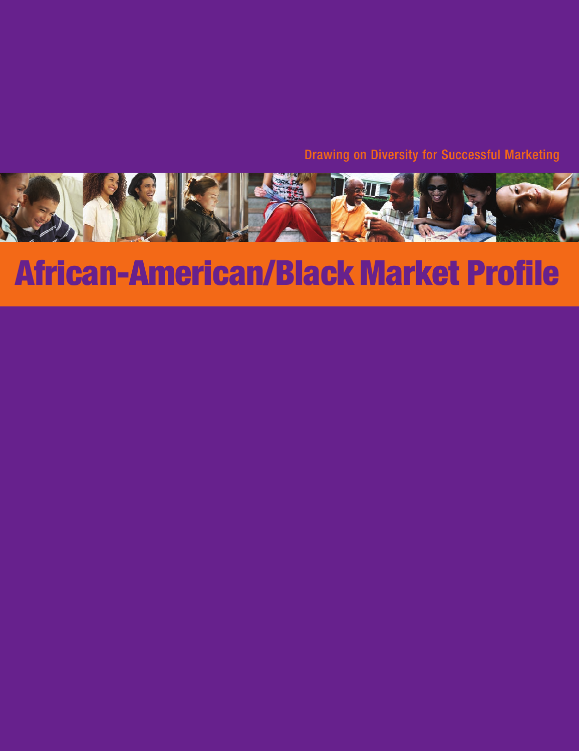Drawing on Diversity for Successful Marketing

# African-American/Black Market Profile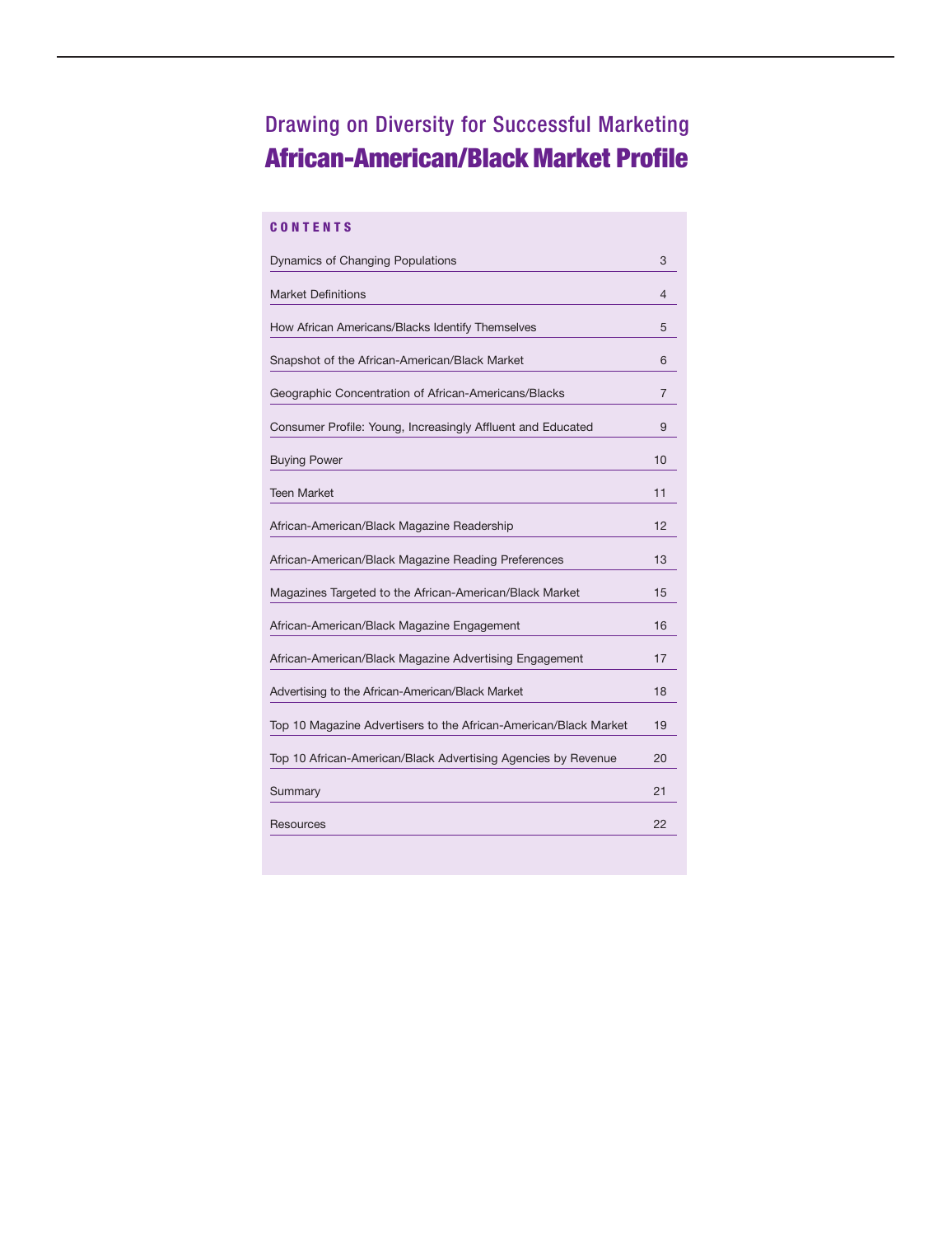## Drawing on Diversity for Successful Marketing

# African-American/Black Market Profile

**CONTENTS**

| | |
|---|---|
| Dynamics of Changing Populations | 3 |
| Market Definitions | 4 |
| How African Americans/Blacks Identify Themselves | 5 |
| Snapshot of the African-American/Black Market | 6 |
| Geographic Concentration of African-Americans/Blacks | 7 |
| Consumer Profile: Young, Increasingly Affluent and Educated | 9 |
| Buying Power | 10 |
| Teen Market | 11 |
| African-American/Black Magazine Readership | 12 |
| African-American/Black Magazine Reading Preferences | 13 |
| Magazines Targeted to the African-American/Black Market | 15 |
| African-American/Black Magazine Engagement | 16 |
| African-American/Black Magazine Advertising Engagement | 17 |
| Advertising to the African-American/Black Market | 18 |
| Top 10 Magazine Advertisers to the African-American/Black Market | 19 |
| Top 10 African-American/Black Advertising Agencies by Revenue | 20 |
| Summary | 21 |
| Resources | 22 |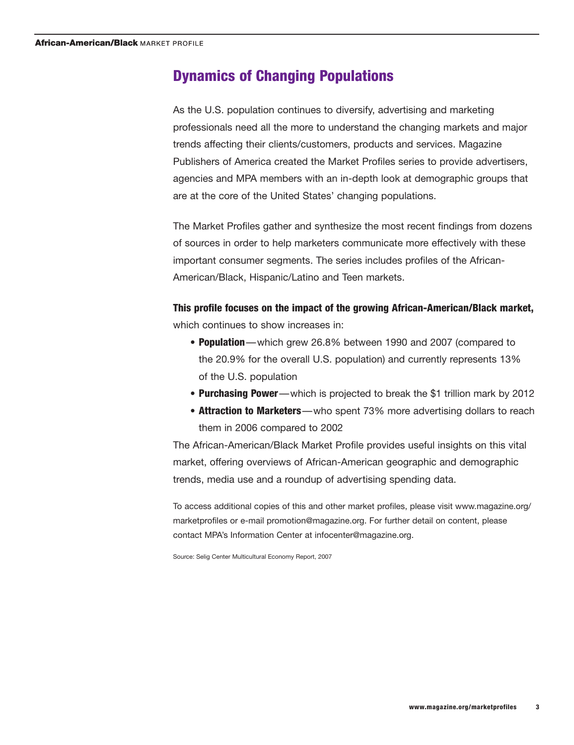## Dynamics of Changing Populations

As the U.S. population continues to diversify, advertising and marketing professionals need all the more to understand the changing markets and major trends affecting their clients/customers, products and services. Magazine Publishers of America created the Market Profiles series to provide advertisers, agencies and MPA members with an in-depth look at demographic groups that are at the core of the United States' changing populations.

The Market Profiles gather and synthesize the most recent findings from dozens of sources in order to help marketers communicate more effectively with these important consumer segments. The series includes profiles of the African-American/Black, Hispanic/Latino and Teen markets.

**This profile focuses on the impact of the growing African-American/Black market,** which continues to show increases in:

- **Population**—which grew 26.8% between 1990 and 2007 (compared to the 20.9% for the overall U.S. population) and currently represents 13% of the U.S. population
- **Purchasing Power**—which is projected to break the $1 trillion mark by 2012
- **Attraction to Marketers**—who spent 73% more advertising dollars to reach them in 2006 compared to 2002

The African-American/Black Market Profile provides useful insights on this vital market, offering overviews of African-American geographic and demographic trends, media use and a roundup of advertising spending data.

To access additional copies of this and other market profiles, please visit www.magazine.org/marketprofiles or e-mail promotion@magazine.org. For further detail on content, please contact MPA's Information Center at infocenter@magazine.org.

Source: Selig Center Multicultural Economy Report, 2007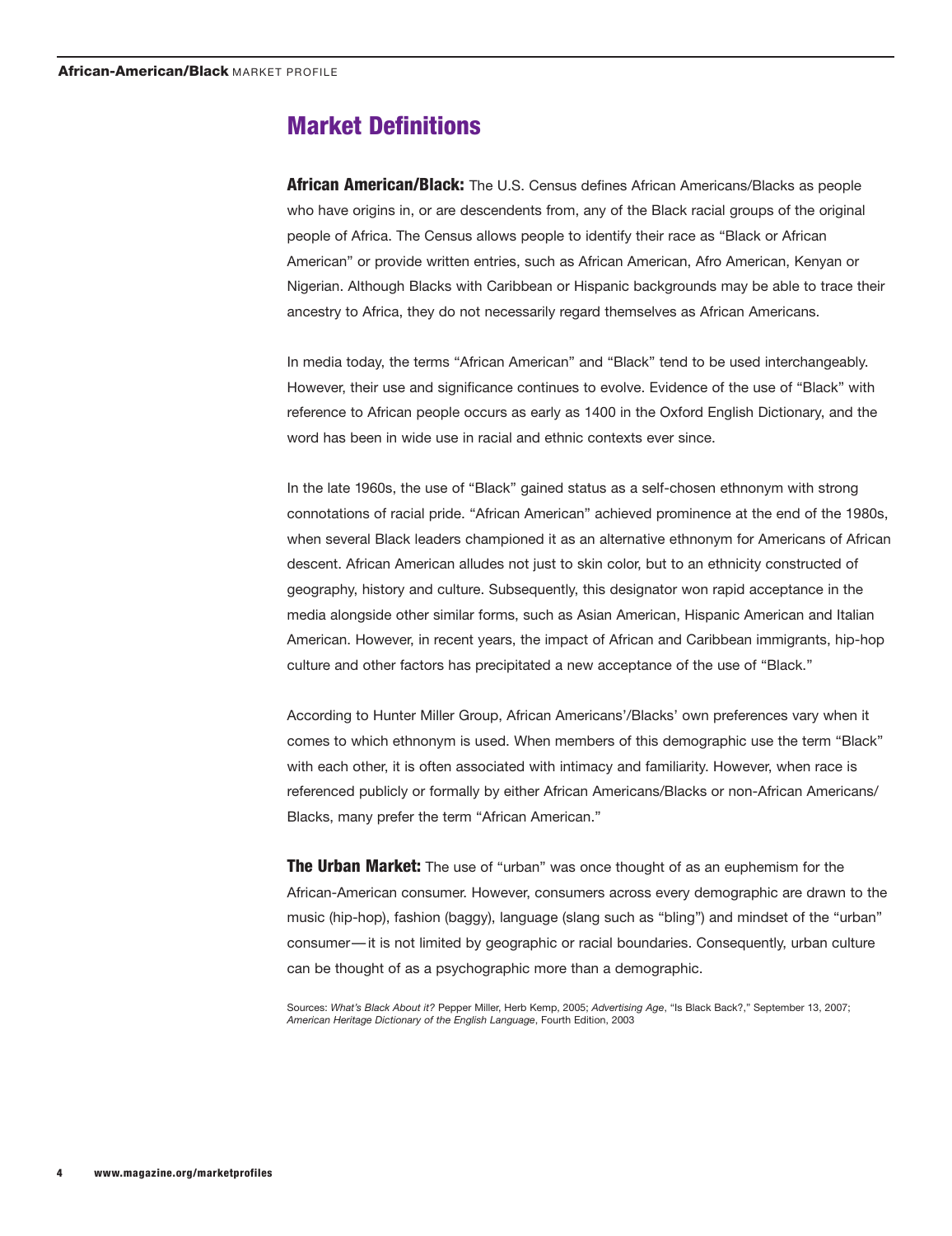## Market Definitions

**African American/Black:** The U.S. Census defines African Americans/Blacks as people who have origins in, or are descendents from, any of the Black racial groups of the original people of Africa. The Census allows people to identify their race as "Black or African American" or provide written entries, such as African American, Afro American, Kenyan or Nigerian. Although Blacks with Caribbean or Hispanic backgrounds may be able to trace their ancestry to Africa, they do not necessarily regard themselves as African Americans.

In media today, the terms "African American" and "Black" tend to be used interchangeably. However, their use and significance continues to evolve. Evidence of the use of "Black" with reference to African people occurs as early as 1400 in the Oxford English Dictionary, and the word has been in wide use in racial and ethnic contexts ever since.

In the late 1960s, the use of "Black" gained status as a self-chosen ethnonym with strong connotations of racial pride. "African American" achieved prominence at the end of the 1980s, when several Black leaders championed it as an alternative ethnonym for Americans of African descent. African American alludes not just to skin color, but to an ethnicity constructed of geography, history and culture. Subsequently, this designator won rapid acceptance in the media alongside other similar forms, such as Asian American, Hispanic American and Italian American. However, in recent years, the impact of African and Caribbean immigrants, hip-hop culture and other factors has precipitated a new acceptance of the use of "Black."

According to Hunter Miller Group, African Americans'/Blacks' own preferences vary when it comes to which ethnonym is used. When members of this demographic use the term "Black" with each other, it is often associated with intimacy and familiarity. However, when race is referenced publicly or formally by either African Americans/Blacks or non-African Americans/Blacks, many prefer the term "African American."

**The Urban Market:** The use of "urban" was once thought of as an euphemism for the African-American consumer. However, consumers across every demographic are drawn to the music (hip-hop), fashion (baggy), language (slang such as "bling") and mindset of the "urban" consumer—it is not limited by geographic or racial boundaries. Consequently, urban culture can be thought of as a psychographic more than a demographic.

Sources: *What's Black About it?* Pepper Miller, Herb Kemp, 2005; *Advertising Age*, "Is Black Back?," September 13, 2007; *American Heritage Dictionary of the English Language*, Fourth Edition, 2003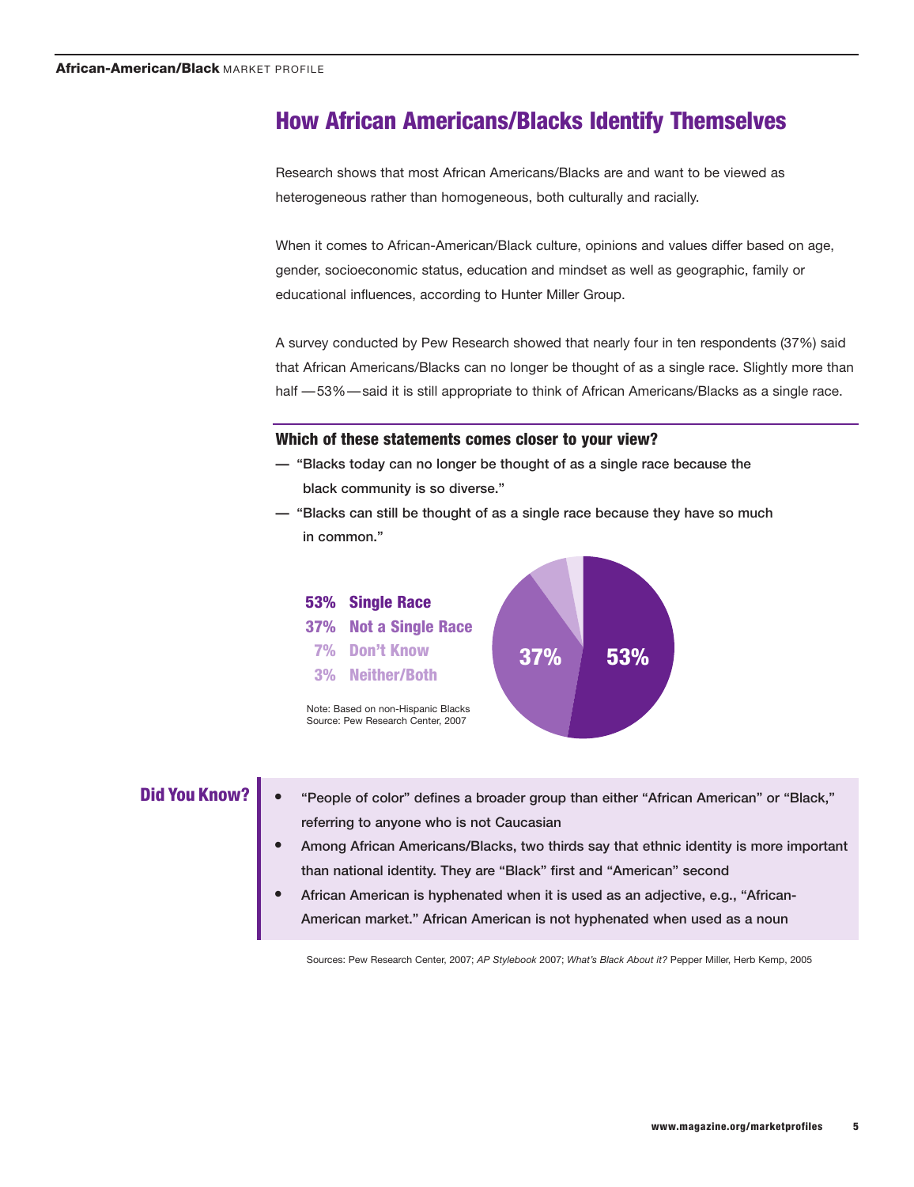# How African Americans/Blacks Identify Themselves

Research shows that most African Americans/Blacks are and want to be viewed as heterogeneous rather than homogeneous, both culturally and racially.

When it comes to African-American/Black culture, opinions and values differ based on age, gender, socioeconomic status, education and mindset as well as geographic, family or educational influences, according to Hunter Miller Group.

A survey conducted by Pew Research showed that nearly four in ten respondents (37%) said that African Americans/Blacks can no longer be thought of as a single race. Slightly more than half — 53% — said it is still appropriate to think of African Americans/Blacks as a single race.

### Which of these statements comes closer to your view?

— "Blacks today can no longer be thought of as a single race because the black community is so diverse."

— "Blacks can still be thought of as a single race because they have so much in common."

**53%** Single Race
**37%** Not a Single Race
**7%** Don't Know
**3%** Neither/Both

Note: Based on non-Hispanic Blacks
Source: Pew Research Center, 2007

### Did You Know?

- "People of color" defines a broader group than either "African American" or "Black," referring to anyone who is not Caucasian
- Among African Americans/Blacks, two thirds say that ethnic identity is more important than national identity. They are "Black" first and "American" second
- African American is hyphenated when it is used as an adjective, e.g., "African-American market." African American is not hyphenated when used as a noun

Sources: Pew Research Center, 2007; *AP Stylebook* 2007; *What's Black About it?* Pepper Miller, Herb Kemp, 2005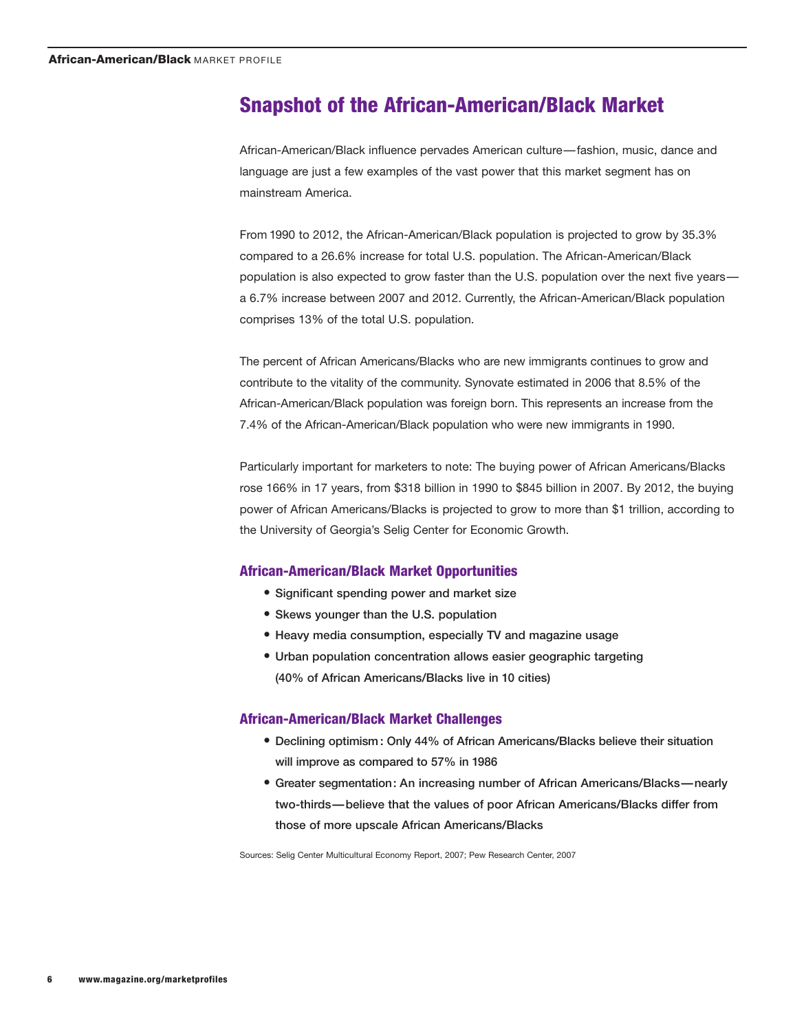# Snapshot of the African-American/Black Market

African-American/Black influence pervades American culture—fashion, music, dance and language are just a few examples of the vast power that this market segment has on mainstream America.

From 1990 to 2012, the African-American/Black population is projected to grow by 35.3% compared to a 26.6% increase for total U.S. population. The African-American/Black population is also expected to grow faster than the U.S. population over the next five years—a 6.7% increase between 2007 and 2012. Currently, the African-American/Black population comprises 13% of the total U.S. population.

The percent of African Americans/Blacks who are new immigrants continues to grow and contribute to the vitality of the community. Synovate estimated in 2006 that 8.5% of the African-American/Black population was foreign born. This represents an increase from the 7.4% of the African-American/Black population who were new immigrants in 1990.

Particularly important for marketers to note: The buying power of African Americans/Blacks rose 166% in 17 years, from $318 billion in 1990 to $845 billion in 2007. By 2012, the buying power of African Americans/Blacks is projected to grow to more than $1 trillion, according to the University of Georgia's Selig Center for Economic Growth.

## African-American/Black Market Opportunities

- Significant spending power and market size
- Skews younger than the U.S. population
- Heavy media consumption, especially TV and magazine usage
- Urban population concentration allows easier geographic targeting (40% of African Americans/Blacks live in 10 cities)

## African-American/Black Market Challenges

- Declining optimism: Only 44% of African Americans/Blacks believe their situation will improve as compared to 57% in 1986
- Greater segmentation: An increasing number of African Americans/Blacks—nearly two-thirds—believe that the values of poor African Americans/Blacks differ from those of more upscale African Americans/Blacks

Sources: Selig Center Multicultural Economy Report, 2007; Pew Research Center, 2007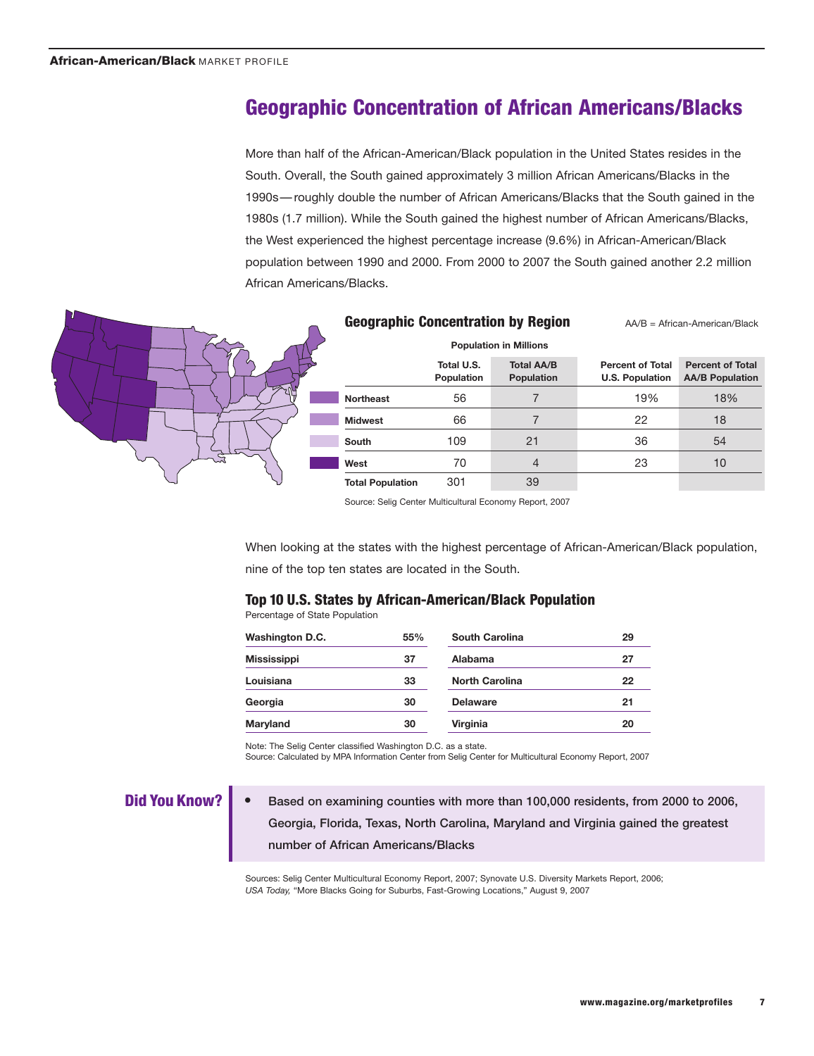# Geographic Concentration of African Americans/Blacks

More than half of the African-American/Black population in the United States resides in the South. Overall, the South gained approximately 3 million African Americans/Blacks in the 1990s — roughly double the number of African Americans/Blacks that the South gained in the 1980s (1.7 million). While the South gained the highest number of African Americans/Blacks, the West experienced the highest percentage increase (9.6%) in African-American/Black population between 1990 and 2000. From 2000 to 2007 the South gained another 2.2 million African Americans/Blacks.

## Geographic Concentration by Region

AA/B = African-American/Black

| | Population in Millions | | | |
|---|---|---|---|---|
| | Total U.S. Population | Total AA/B Population | Percent of Total U.S. Population | Percent of Total AA/B Population |
| Northeast | 56 | 7 | 19% | 18% |
| Midwest | 66 | 7 | 22 | 18 |
| South | 109 | 21 | 36 | 54 |
| West | 70 | 4 | 23 | 10 |
| Total Population | 301 | 39 | | |

Source: Selig Center Multicultural Economy Report, 2007

When looking at the states with the highest percentage of African-American/Black population, nine of the top ten states are located in the South.

## Top 10 U.S. States by African-American/Black Population

Percentage of State Population

| State | % | State | % |
|---|---|---|---|
| Washington D.C. | 55% | South Carolina | 29 |
| Mississippi | 37 | Alabama | 27 |
| Louisiana | 33 | North Carolina | 22 |
| Georgia | 30 | Delaware | 21 |
| Maryland | 30 | Virginia | 20 |

Note: The Selig Center classified Washington D.C. as a state.
Source: Calculated by MPA Information Center from Selig Center for Multicultural Economy Report, 2007

## Did You Know?

- Based on examining counties with more than 100,000 residents, from 2000 to 2006, Georgia, Florida, Texas, North Carolina, Maryland and Virginia gained the greatest number of African Americans/Blacks

Sources: Selig Center Multicultural Economy Report, 2007; Synovate U.S. Diversity Markets Report, 2006; *USA Today,* "More Blacks Going for Suburbs, Fast-Growing Locations," August 9, 2007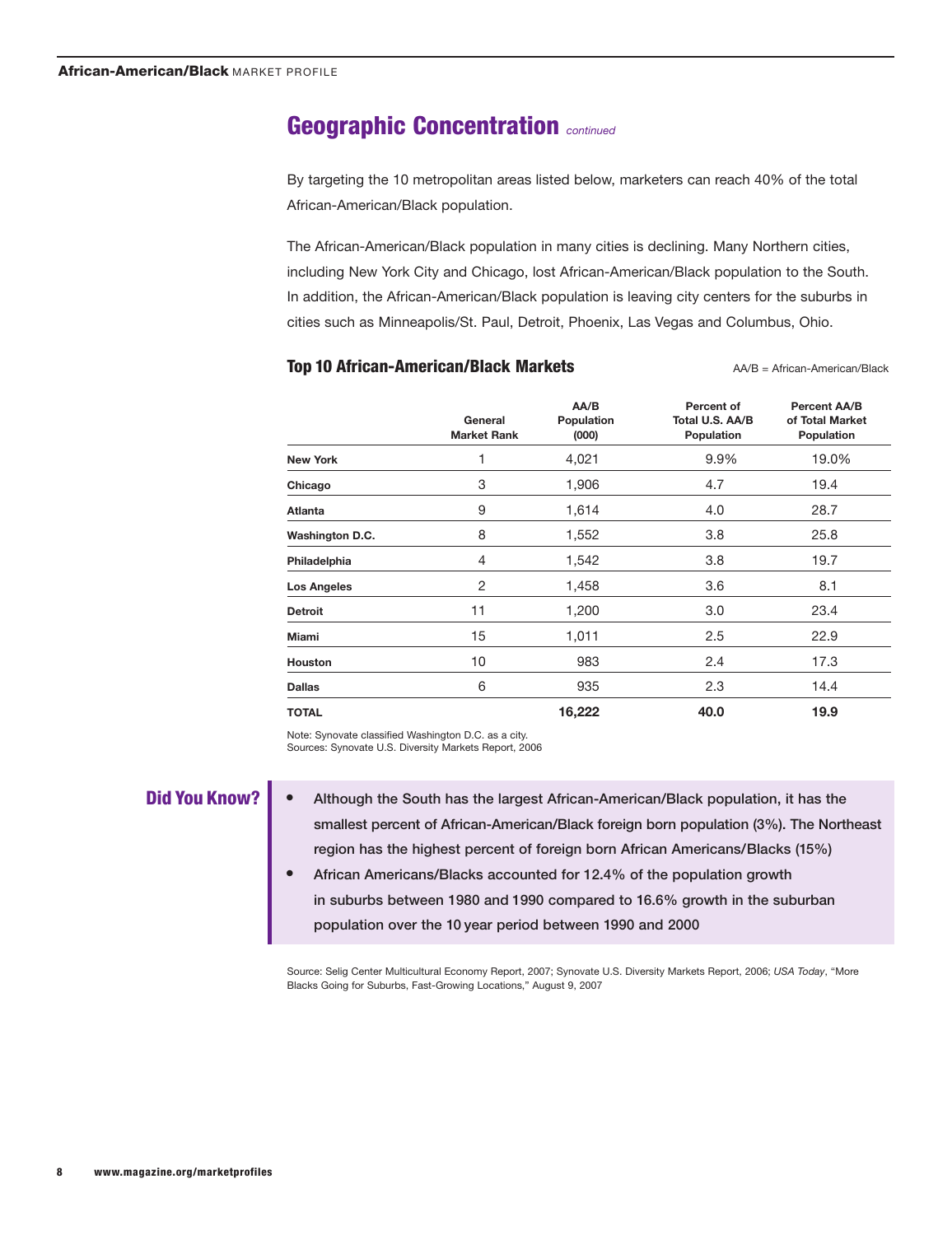## Geographic Concentration *continued*

By targeting the 10 metropolitan areas listed below, marketers can reach 40% of the total African-American/Black population.

The African-American/Black population in many cities is declining. Many Northern cities, including New York City and Chicago, lost African-American/Black population to the South. In addition, the African-American/Black population is leaving city centers for the suburbs in cities such as Minneapolis/St. Paul, Detroit, Phoenix, Las Vegas and Columbus, Ohio.

### Top 10 African-American/Black Markets

AA/B = African-American/Black

| | General Market Rank | AA/B Population (000) | Percent of Total U.S. AA/B Population | Percent AA/B of Total Market Population |
|---|---|---|---|---|
| **New York** | 1 | 4,021 | 9.9% | 19.0% |
| **Chicago** | 3 | 1,906 | 4.7 | 19.4 |
| **Atlanta** | 9 | 1,614 | 4.0 | 28.7 |
| **Washington D.C.** | 8 | 1,552 | 3.8 | 25.8 |
| **Philadelphia** | 4 | 1,542 | 3.8 | 19.7 |
| **Los Angeles** | 2 | 1,458 | 3.6 | 8.1 |
| **Detroit** | 11 | 1,200 | 3.0 | 23.4 |
| **Miami** | 15 | 1,011 | 2.5 | 22.9 |
| **Houston** | 10 | 983 | 2.4 | 17.3 |
| **Dallas** | 6 | 935 | 2.3 | 14.4 |
| **TOTAL** | | **16,222** | **40.0** | **19.9** |

Note: Synovate classified Washington D.C. as a city.
Sources: Synovate U.S. Diversity Markets Report, 2006

### Did You Know?

- Although the South has the largest African-American/Black population, it has the smallest percent of African-American/Black foreign born population (3%). The Northeast region has the highest percent of foreign born African Americans/Blacks (15%)
- African Americans/Blacks accounted for 12.4% of the population growth in suburbs between 1980 and 1990 compared to 16.6% growth in the suburban population over the 10 year period between 1990 and 2000

Source: Selig Center Multicultural Economy Report, 2007; Synovate U.S. Diversity Markets Report, 2006; *USA Today*, "More Blacks Going for Suburbs, Fast-Growing Locations," August 9, 2007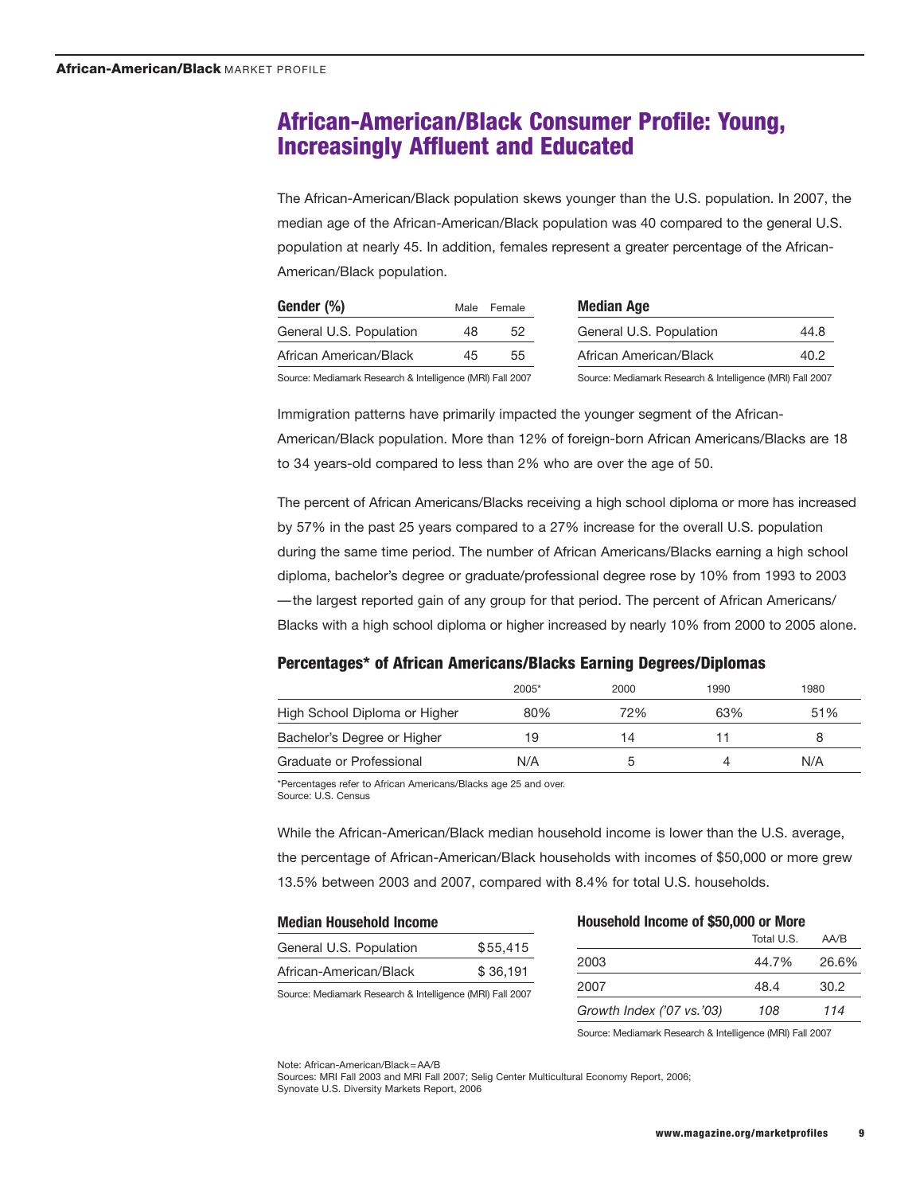# African-American/Black Consumer Profile: Young, Increasingly Affluent and Educated

The African-American/Black population skews younger than the U.S. population. In 2007, the median age of the African-American/Black population was 40 compared to the general U.S. population at nearly 45. In addition, females represent a greater percentage of the African-American/Black population.

**Gender (%)**

| | Male | Female |
|---|---|---|
| General U.S. Population | 48 | 52 |
| African American/Black | 45 | 55 |

Source: Mediamark Research & Intelligence (MRI) Fall 2007

**Median Age**

| | |
|---|---|
| General U.S. Population | 44.8 |
| African American/Black | 40.2 |

Source: Mediamark Research & Intelligence (MRI) Fall 2007

Immigration patterns have primarily impacted the younger segment of the African-American/Black population. More than 12% of foreign-born African Americans/Blacks are 18 to 34 years-old compared to less than 2% who are over the age of 50.

The percent of African Americans/Blacks receiving a high school diploma or more has increased by 57% in the past 25 years compared to a 27% increase for the overall U.S. population during the same time period. The number of African Americans/Blacks earning a high school diploma, bachelor's degree or graduate/professional degree rose by 10% from 1993 to 2003—the largest reported gain of any group for that period. The percent of African Americans/Blacks with a high school diploma or higher increased by nearly 10% from 2000 to 2005 alone.

### Percentages* of African Americans/Blacks Earning Degrees/Diplomas

| | 2005* | 2000 | 1990 | 1980 |
|---|---|---|---|---|
| High School Diploma or Higher | 80% | 72% | 63% | 51% |
| Bachelor's Degree or Higher | 19 | 14 | 11 | 8 |
| Graduate or Professional | N/A | 5 | 4 | N/A |

*Percentages refer to African Americans/Blacks age 25 and over.
Source: U.S. Census

While the African-American/Black median household income is lower than the U.S. average, the percentage of African-American/Black households with incomes of $50,000 or more grew 13.5% between 2003 and 2007, compared with 8.4% for total U.S. households.

**Median Household Income**

| | |
|---|---|
| General U.S. Population | $55,415 |
| African-American/Black | $ 36,191 |

Source: Mediamark Research & Intelligence (MRI) Fall 2007

**Household Income of $50,000 or More**

| | Total U.S. | AA/B |
|---|---|---|
| 2003 | 44.7% | 26.6% |
| 2007 | 48.4 | 30.2 |
| *Growth Index ('07 vs.'03)* | *108* | *114* |

Source: Mediamark Research & Intelligence (MRI) Fall 2007

Note: African-American/Black = AA/B
Sources: MRI Fall 2003 and MRI Fall 2007; Selig Center Multicultural Economy Report, 2006; Synovate U.S. Diversity Markets Report, 2006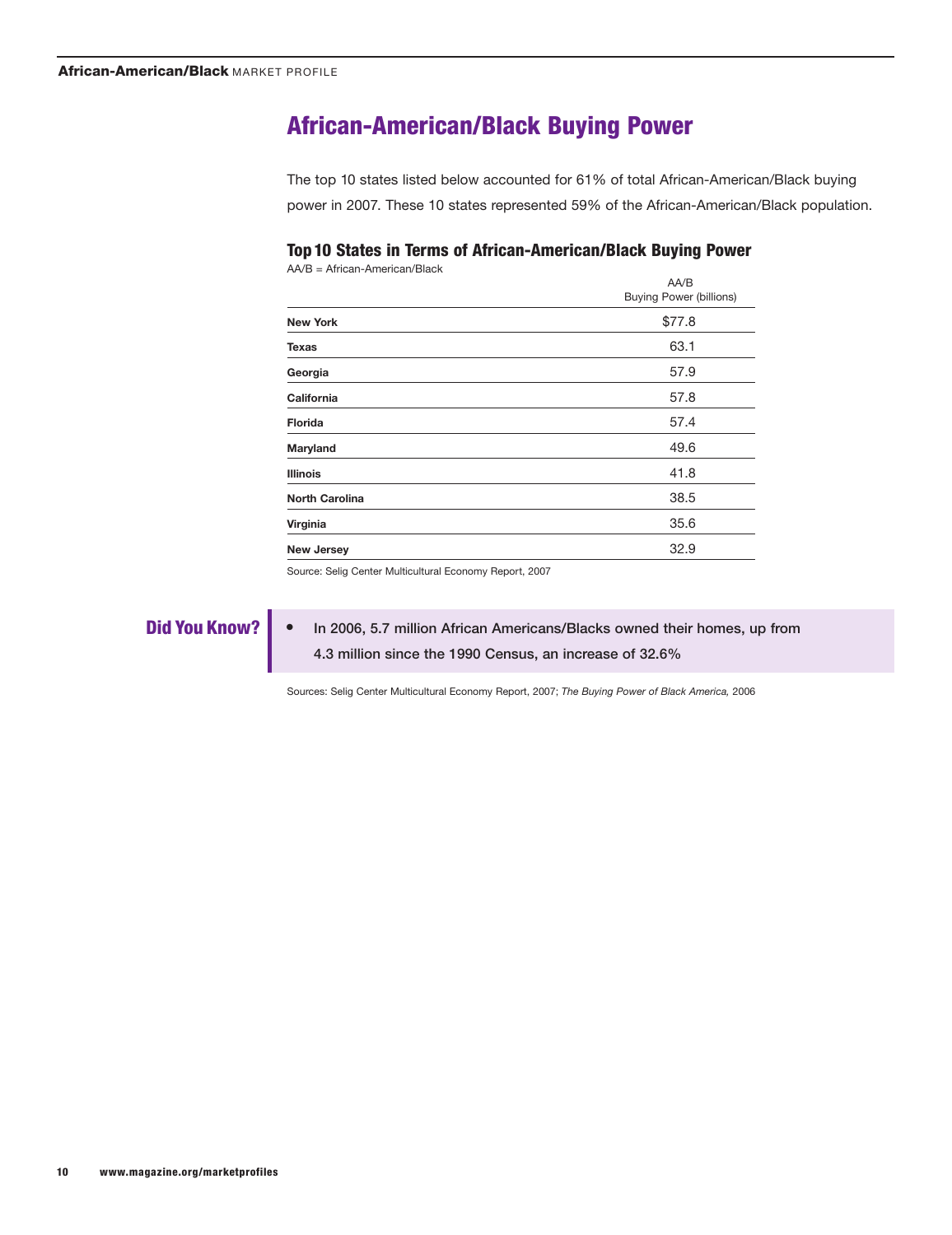# African-American/Black Buying Power

The top 10 states listed below accounted for 61% of total African-American/Black buying power in 2007. These 10 states represented 59% of the African-American/Black population.

### Top 10 States in Terms of African-American/Black Buying Power

AA/B = African-American/Black

| | AA/B Buying Power (billions) |
|---|---|
| **New York** | $77.8 |
| **Texas** | 63.1 |
| **Georgia** | 57.9 |
| **California** | 57.8 |
| **Florida** | 57.4 |
| **Maryland** | 49.6 |
| **Illinois** | 41.8 |
| **North Carolina** | 38.5 |
| **Virginia** | 35.6 |
| **New Jersey** | 32.9 |

Source: Selig Center Multicultural Economy Report, 2007

## Did You Know?

- In 2006, 5.7 million African Americans/Blacks owned their homes, up from 4.3 million since the 1990 Census, an increase of 32.6%

Sources: Selig Center Multicultural Economy Report, 2007; *The Buying Power of Black America,* 2006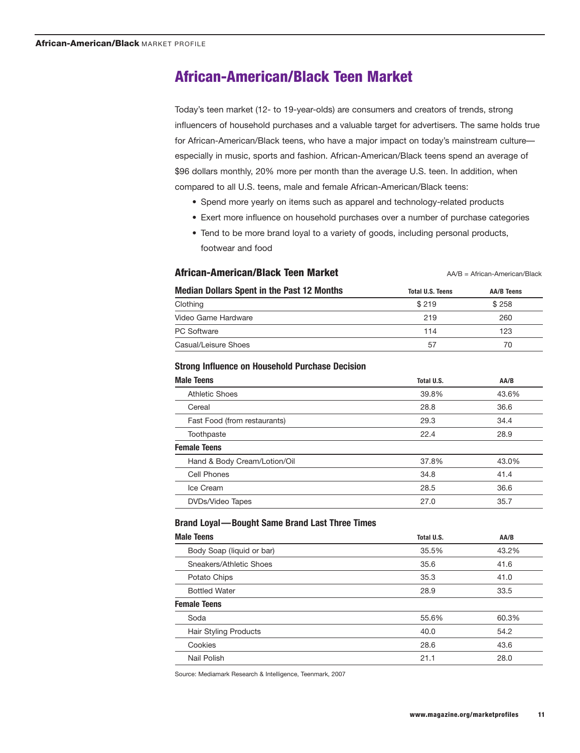# African-American/Black Teen Market

Today's teen market (12- to 19-year-olds) are consumers and creators of trends, strong influencers of household purchases and a valuable target for advertisers. The same holds true for African-American/Black teens, who have a major impact on today's mainstream culture—especially in music, sports and fashion. African-American/Black teens spend an average of $96 dollars monthly, 20% more per month than the average U.S. teen. In addition, when compared to all U.S. teens, male and female African-American/Black teens:

- Spend more yearly on items such as apparel and technology-related products
- Exert more influence on household purchases over a number of purchase categories
- Tend to be more brand loyal to a variety of goods, including personal products, footwear and food

## African-American/Black Teen Market

AA/B = African-American/Black

| Median Dollars Spent in the Past 12 Months | Total U.S. Teens | AA/B Teens |
|---|---|---|
| Clothing | $ 219 | $ 258 |
| Video Game Hardware | 219 | 260 |
| PC Software | 114 | 123 |
| Casual/Leisure Shoes | 57 | 70 |

### Strong Influence on Household Purchase Decision

| Male Teens | Total U.S. | AA/B |
|---|---|---|
| Athletic Shoes | 39.8% | 43.6% |
| Cereal | 28.8 | 36.6 |
| Fast Food (from restaurants) | 29.3 | 34.4 |
| Toothpaste | 22.4 | 28.9 |
| **Female Teens** | | |
| Hand & Body Cream/Lotion/Oil | 37.8% | 43.0% |
| Cell Phones | 34.8 | 41.4 |
| Ice Cream | 28.5 | 36.6 |
| DVDs/Video Tapes | 27.0 | 35.7 |

### Brand Loyal—Bought Same Brand Last Three Times

| Male Teens | Total U.S. | AA/B |
|---|---|---|
| Body Soap (liquid or bar) | 35.5% | 43.2% |
| Sneakers/Athletic Shoes | 35.6 | 41.6 |
| Potato Chips | 35.3 | 41.0 |
| Bottled Water | 28.9 | 33.5 |
| **Female Teens** | | |
| Soda | 55.6% | 60.3% |
| Hair Styling Products | 40.0 | 54.2 |
| Cookies | 28.6 | 43.6 |
| Nail Polish | 21.1 | 28.0 |

Source: Mediamark Research & Intelligence, Teenmark, 2007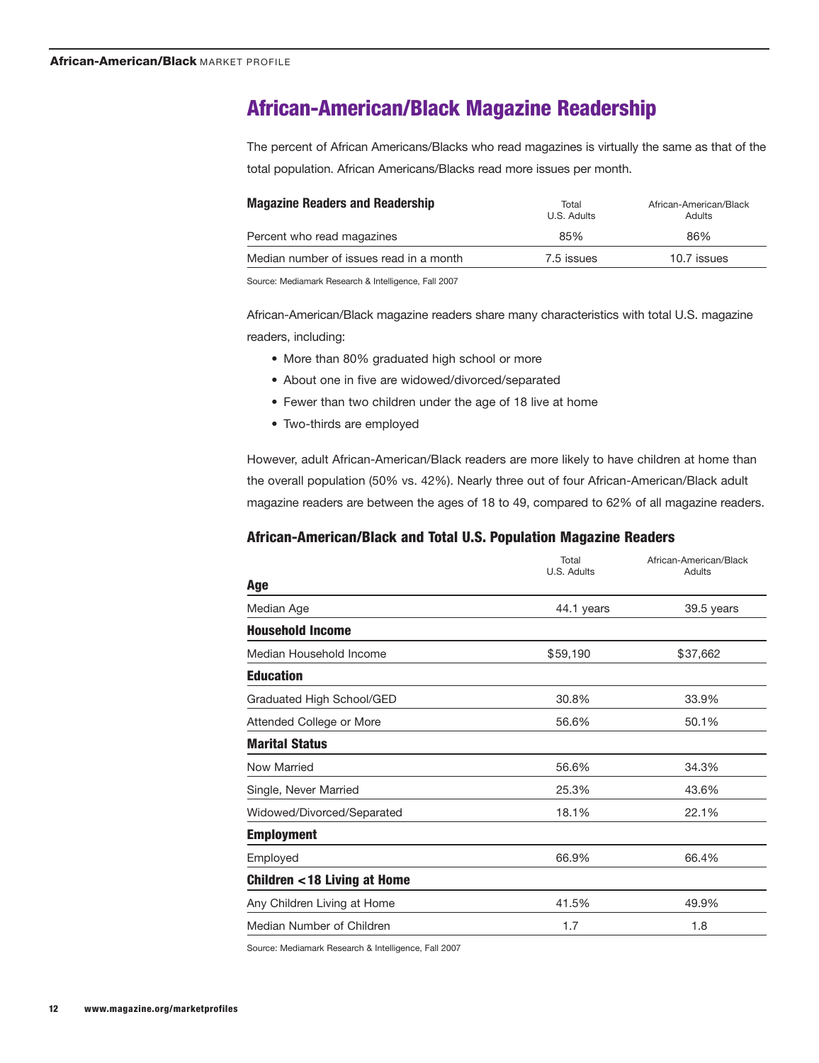# African-American/Black Magazine Readership

The percent of African Americans/Blacks who read magazines is virtually the same as that of the total population. African Americans/Blacks read more issues per month.

| Magazine Readers and Readership | Total U.S. Adults | African-American/Black Adults |
|---|---|---|
| Percent who read magazines | 85% | 86% |
| Median number of issues read in a month | 7.5 issues | 10.7 issues |

Source: Mediamark Research & Intelligence, Fall 2007

African-American/Black magazine readers share many characteristics with total U.S. magazine readers, including:

- More than 80% graduated high school or more
- About one in five are widowed/divorced/separated
- Fewer than two children under the age of 18 live at home
- Two-thirds are employed

However, adult African-American/Black readers are more likely to have children at home than the overall population (50% vs. 42%). Nearly three out of four African-American/Black adult magazine readers are between the ages of 18 to 49, compared to 62% of all magazine readers.

### African-American/Black and Total U.S. Population Magazine Readers

| | Total U.S. Adults | African-American/Black Adults |
|---|---|---|
| **Age** | | |
| Median Age | 44.1 years | 39.5 years |
| **Household Income** | | |
| Median Household Income | $59,190 | $37,662 |
| **Education** | | |
| Graduated High School/GED | 30.8% | 33.9% |
| Attended College or More | 56.6% | 50.1% |
| **Marital Status** | | |
| Now Married | 56.6% | 34.3% |
| Single, Never Married | 25.3% | 43.6% |
| Widowed/Divorced/Separated | 18.1% | 22.1% |
| **Employment** | | |
| Employed | 66.9% | 66.4% |
| **Children <18 Living at Home** | | |
| Any Children Living at Home | 41.5% | 49.9% |
| Median Number of Children | 1.7 | 1.8 |

Source: Mediamark Research & Intelligence, Fall 2007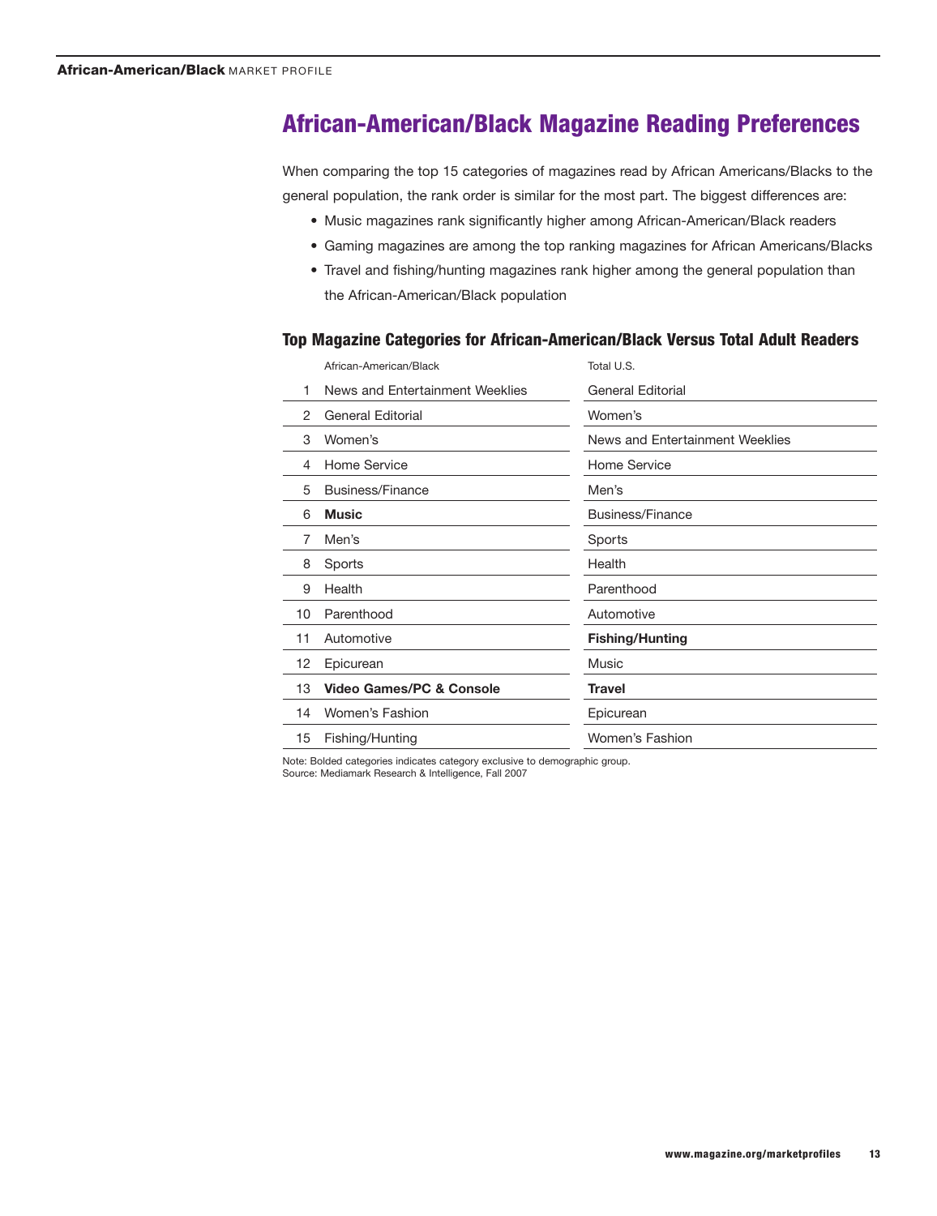# African-American/Black Magazine Reading Preferences

When comparing the top 15 categories of magazines read by African Americans/Blacks to the general population, the rank order is similar for the most part. The biggest differences are:

- Music magazines rank significantly higher among African-American/Black readers
- Gaming magazines are among the top ranking magazines for African Americans/Blacks
- Travel and fishing/hunting magazines rank higher among the general population than the African-American/Black population

## Top Magazine Categories for African-American/Black Versus Total Adult Readers

| | African-American/Black | Total U.S. |
|---|---|---|
| 1 | News and Entertainment Weeklies | General Editorial |
| 2 | General Editorial | Women's |
| 3 | Women's | News and Entertainment Weeklies |
| 4 | Home Service | Home Service |
| 5 | Business/Finance | Men's |
| 6 | **Music** | Business/Finance |
| 7 | Men's | Sports |
| 8 | Sports | Health |
| 9 | Health | Parenthood |
| 10 | Parenthood | Automotive |
| 11 | Automotive | **Fishing/Hunting** |
| 12 | Epicurean | Music |
| 13 | **Video Games/PC & Console** | **Travel** |
| 14 | Women's Fashion | Epicurean |
| 15 | Fishing/Hunting | Women's Fashion |

Note: Bolded categories indicates category exclusive to demographic group.
Source: Mediamark Research & Intelligence, Fall 2007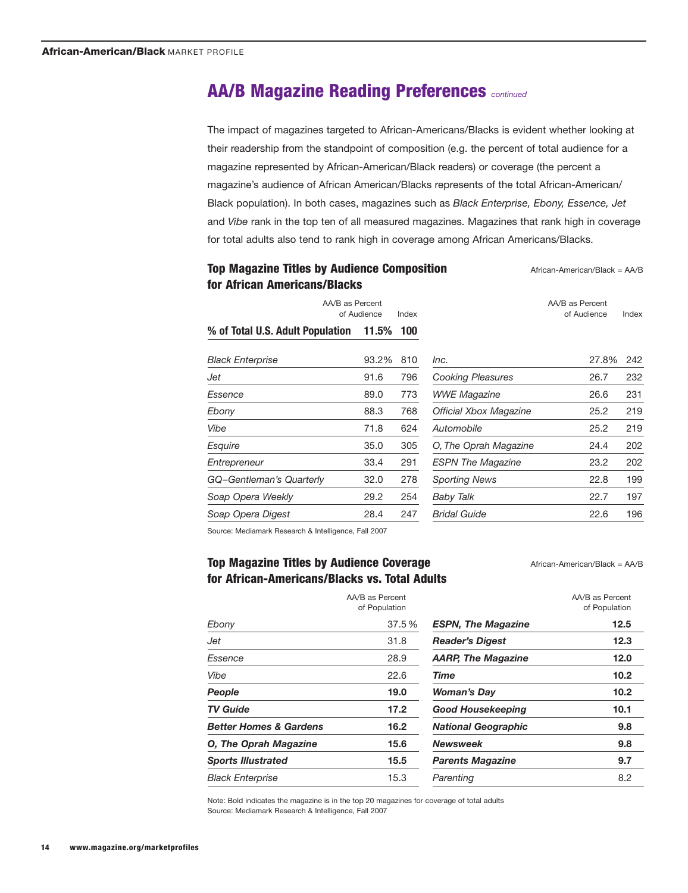## AA/B Magazine Reading Preferences *continued*

The impact of magazines targeted to African-Americans/Blacks is evident whether looking at their readership from the standpoint of composition (e.g. the percent of total audience for a magazine represented by African-American/Black readers) or coverage (the percent a magazine's audience of African American/Blacks represents of the total African-American/ Black population). In both cases, magazines such as *Black Enterprise, Ebony, Essence, Jet* and *Vibe* rank in the top ten of all measured magazines. Magazines that rank high in coverage for total adults also tend to rank high in coverage among African Americans/Blacks.

### Top Magazine Titles by Audience Composition for African Americans/Blacks

African-American/Black = AA/B

| | AA/B as Percent of Audience | Index | | AA/B as Percent of Audience | Index |
|---|---|---|---|---|---|
| **% of Total U.S. Adult Population** | **11.5%** | **100** | | | |
| *Black Enterprise* | 93.2% | 810 | *Inc.* | 27.8% | 242 |
| *Jet* | 91.6 | 796 | *Cooking Pleasures* | 26.7 | 232 |
| *Essence* | 89.0 | 773 | *WWE Magazine* | 26.6 | 231 |
| *Ebony* | 88.3 | 768 | *Official Xbox Magazine* | 25.2 | 219 |
| *Vibe* | 71.8 | 624 | *Automobile* | 25.2 | 219 |
| *Esquire* | 35.0 | 305 | *O, The Oprah Magazine* | 24.4 | 202 |
| *Entrepreneur* | 33.4 | 291 | *ESPN The Magazine* | 23.2 | 202 |
| *GQ–Gentleman's Quarterly* | 32.0 | 278 | *Sporting News* | 22.8 | 199 |
| *Soap Opera Weekly* | 29.2 | 254 | *Baby Talk* | 22.7 | 197 |
| *Soap Opera Digest* | 28.4 | 247 | *Bridal Guide* | 22.6 | 196 |

Source: Mediamark Research & Intelligence, Fall 2007

### Top Magazine Titles by Audience Coverage for African-Americans/Blacks vs. Total Adults

African-American/Black = AA/B

| | AA/B as Percent of Population | | AA/B as Percent of Population |
|---|---|---|---|
| *Ebony* | 37.5 % | ***ESPN, The Magazine*** | **12.5** |
| *Jet* | 31.8 | ***Reader's Digest*** | **12.3** |
| *Essence* | 28.9 | ***AARP, The Magazine*** | **12.0** |
| *Vibe* | 22.6 | ***Time*** | **10.2** |
| ***People*** | **19.0** | ***Woman's Day*** | **10.2** |
| ***TV Guide*** | **17.2** | ***Good Housekeeping*** | **10.1** |
| ***Better Homes & Gardens*** | **16.2** | ***National Geographic*** | **9.8** |
| ***O, The Oprah Magazine*** | **15.6** | ***Newsweek*** | **9.8** |
| ***Sports Illustrated*** | **15.5** | ***Parents Magazine*** | **9.7** |
| *Black Enterprise* | 15.3 | *Parenting* | 8.2 |

Note: Bold indicates the magazine is in the top 20 magazines for coverage of total adults
Source: Mediamark Research & Intelligence, Fall 2007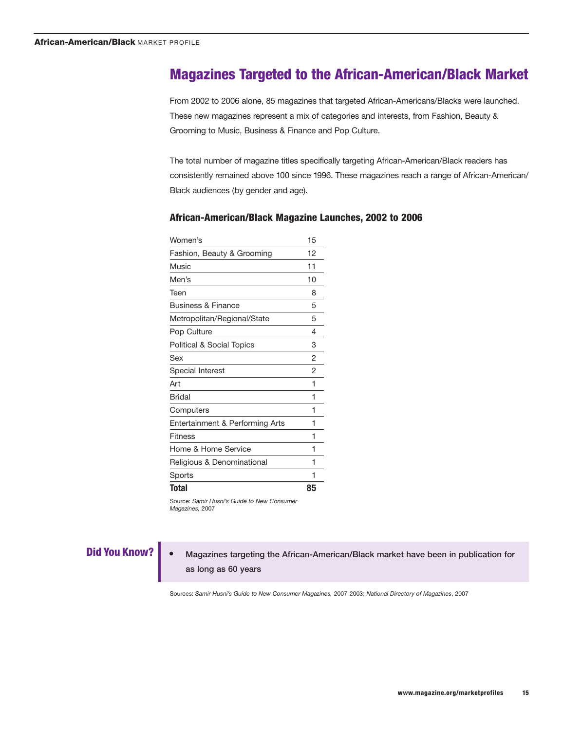# Magazines Targeted to the African-American/Black Market

From 2002 to 2006 alone, 85 magazines that targeted African-Americans/Blacks were launched. These new magazines represent a mix of categories and interests, from Fashion, Beauty & Grooming to Music, Business & Finance and Pop Culture.

The total number of magazine titles specifically targeting African-American/Black readers has consistently remained above 100 since 1996. These magazines reach a range of African-American/Black audiences (by gender and age).

## African-American/Black Magazine Launches, 2002 to 2006

| Category | Launches |
|---|---|
| Women's | 15 |
| Fashion, Beauty & Grooming | 12 |
| Music | 11 |
| Men's | 10 |
| Teen | 8 |
| Business & Finance | 5 |
| Metropolitan/Regional/State | 5 |
| Pop Culture | 4 |
| Political & Social Topics | 3 |
| Sex | 2 |
| Special Interest | 2 |
| Art | 1 |
| Bridal | 1 |
| Computers | 1 |
| Entertainment & Performing Arts | 1 |
| Fitness | 1 |
| Home & Home Service | 1 |
| Religious & Denominational | 1 |
| Sports | 1 |
| **Total** | **85** |

Source: *Samir Husni's Guide to New Consumer Magazines,* 2007

### Did You Know?

- Magazines targeting the African-American/Black market have been in publication for as long as 60 years

Sources: *Samir Husni's Guide to New Consumer Magazines,* 2007-2003; *National Directory of Magazines*, 2007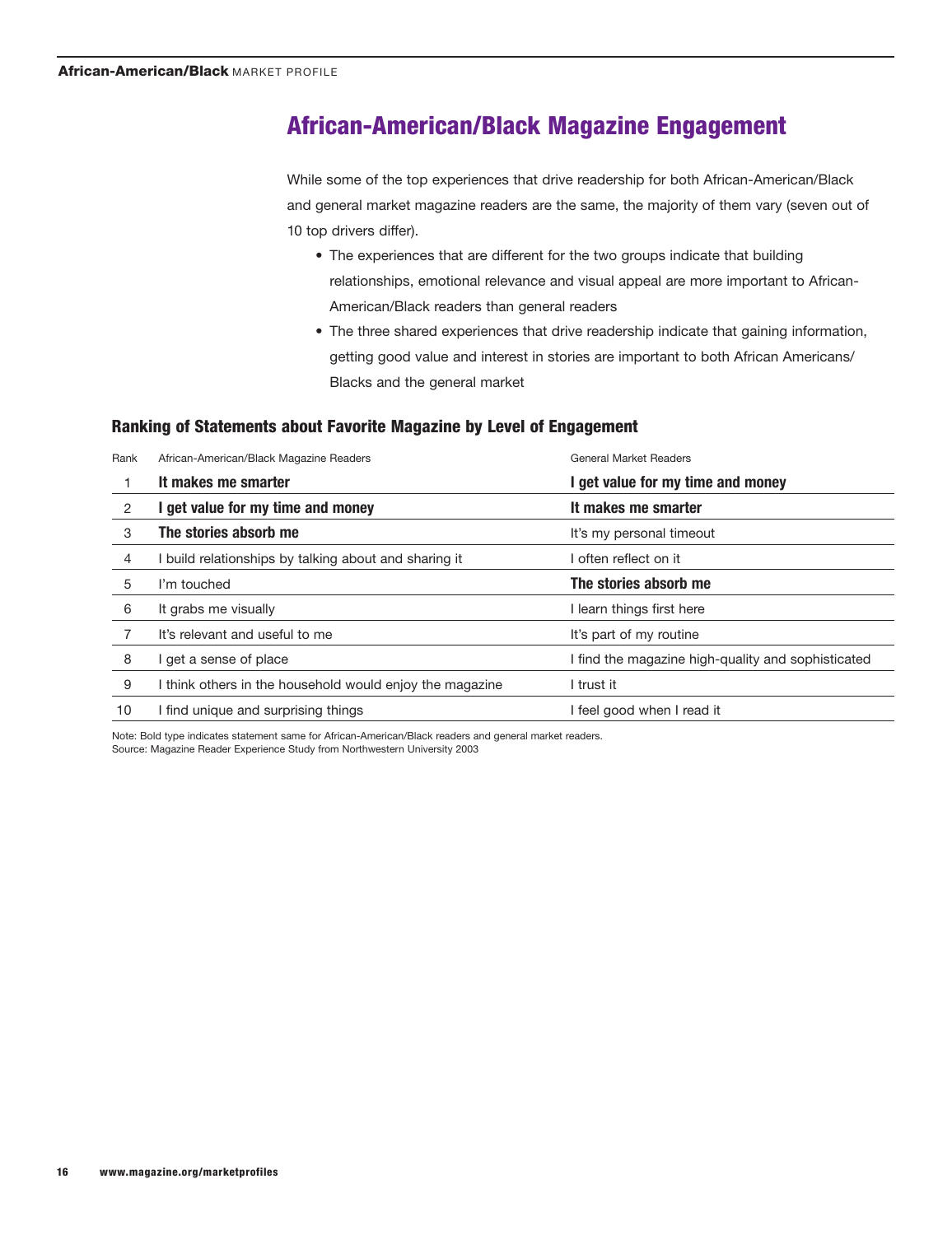# African-American/Black Magazine Engagement

While some of the top experiences that drive readership for both African-American/Black and general market magazine readers are the same, the majority of them vary (seven out of 10 top drivers differ).

- The experiences that are different for the two groups indicate that building relationships, emotional relevance and visual appeal are more important to African-American/Black readers than general readers
- The three shared experiences that drive readership indicate that gaining information, getting good value and interest in stories are important to both African Americans/Blacks and the general market

## Ranking of Statements about Favorite Magazine by Level of Engagement

| Rank | African-American/Black Magazine Readers | General Market Readers |
|---|---|---|
| 1 | **It makes me smarter** | **I get value for my time and money** |
| 2 | **I get value for my time and money** | **It makes me smarter** |
| 3 | **The stories absorb me** | It's my personal timeout |
| 4 | I build relationships by talking about and sharing it | I often reflect on it |
| 5 | I'm touched | **The stories absorb me** |
| 6 | It grabs me visually | I learn things first here |
| 7 | It's relevant and useful to me | It's part of my routine |
| 8 | I get a sense of place | I find the magazine high-quality and sophisticated |
| 9 | I think others in the household would enjoy the magazine | I trust it |
| 10 | I find unique and surprising things | I feel good when I read it |

Note: Bold type indicates statement same for African-American/Black readers and general market readers.
Source: Magazine Reader Experience Study from Northwestern University 2003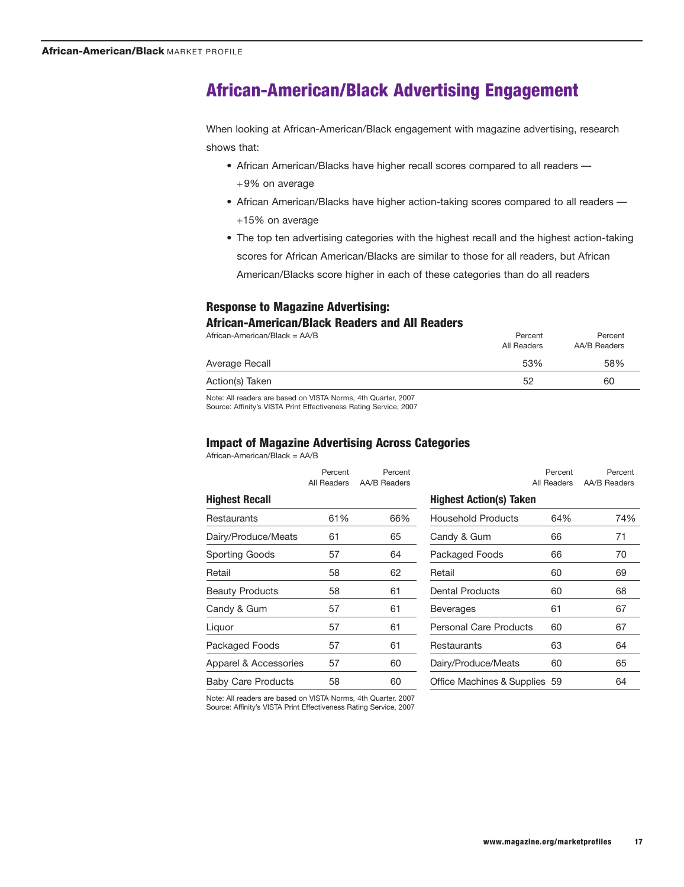# African-American/Black Advertising Engagement

When looking at African-American/Black engagement with magazine advertising, research shows that:

- African American/Blacks have higher recall scores compared to all readers — +9% on average
- African American/Blacks have higher action-taking scores compared to all readers — +15% on average
- The top ten advertising categories with the highest recall and the highest action-taking scores for African American/Blacks are similar to those for all readers, but African American/Blacks score higher in each of these categories than do all readers

### Response to Magazine Advertising: African-American/Black Readers and All Readers

African-American/Black = AA/B

| | Percent All Readers | Percent AA/B Readers |
|---|---|---|
| Average Recall | 53% | 58% |
| Action(s) Taken | 52 | 60 |

Note: All readers are based on VISTA Norms, 4th Quarter, 2007
Source: Affinity's VISTA Print Effectiveness Rating Service, 2007

### Impact of Magazine Advertising Across Categories

African-American/Black = AA/B

| Highest Recall | Percent All Readers | Percent AA/B Readers |
|---|---|---|
| Restaurants | 61% | 66% |
| Dairy/Produce/Meats | 61 | 65 |
| Sporting Goods | 57 | 64 |
| Retail | 58 | 62 |
| Beauty Products | 58 | 61 |
| Candy & Gum | 57 | 61 |
| Liquor | 57 | 61 |
| Packaged Foods | 57 | 61 |
| Apparel & Accessories | 57 | 60 |
| Baby Care Products | 58 | 60 |

| Highest Action(s) Taken | Percent All Readers | Percent AA/B Readers |
|---|---|---|
| Household Products | 64% | 74% |
| Candy & Gum | 66 | 71 |
| Packaged Foods | 66 | 70 |
| Retail | 60 | 69 |
| Dental Products | 60 | 68 |
| Beverages | 61 | 67 |
| Personal Care Products | 60 | 67 |
| Restaurants | 63 | 64 |
| Dairy/Produce/Meats | 60 | 65 |
| Office Machines & Supplies | 59 | 64 |

Note: All readers are based on VISTA Norms, 4th Quarter, 2007
Source: Affinity's VISTA Print Effectiveness Rating Service, 2007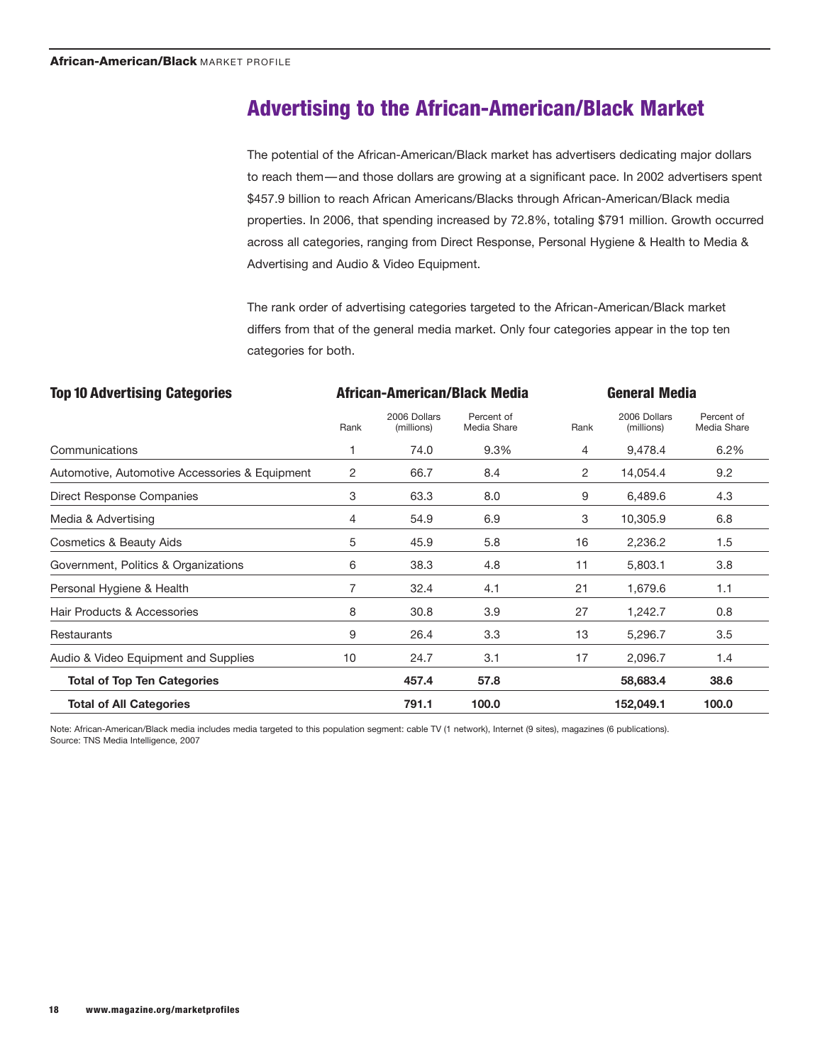# Advertising to the African-American/Black Market

The potential of the African-American/Black market has advertisers dedicating major dollars to reach them — and those dollars are growing at a significant pace. In 2002 advertisers spent $457.9 billion to reach African Americans/Blacks through African-American/Black media properties. In 2006, that spending increased by 72.8%, totaling $791 million. Growth occurred across all categories, ranging from Direct Response, Personal Hygiene & Health to Media & Advertising and Audio & Video Equipment.

The rank order of advertising categories targeted to the African-American/Black market differs from that of the general media market. Only four categories appear in the top ten categories for both.

| Top 10 Advertising Categories | African-American/Black Media | | | General Media | | |
|---|---|---|---|---|---|---|
| | Rank | 2006 Dollars (millions) | Percent of Media Share | Rank | 2006 Dollars (millions) | Percent of Media Share |
| Communications | 1 | 74.0 | 9.3% | 4 | 9,478.4 | 6.2% |
| Automotive, Automotive Accessories & Equipment | 2 | 66.7 | 8.4 | 2 | 14,054.4 | 9.2 |
| Direct Response Companies | 3 | 63.3 | 8.0 | 9 | 6,489.6 | 4.3 |
| Media & Advertising | 4 | 54.9 | 6.9 | 3 | 10,305.9 | 6.8 |
| Cosmetics & Beauty Aids | 5 | 45.9 | 5.8 | 16 | 2,236.2 | 1.5 |
| Government, Politics & Organizations | 6 | 38.3 | 4.8 | 11 | 5,803.1 | 3.8 |
| Personal Hygiene & Health | 7 | 32.4 | 4.1 | 21 | 1,679.6 | 1.1 |
| Hair Products & Accessories | 8 | 30.8 | 3.9 | 27 | 1,242.7 | 0.8 |
| Restaurants | 9 | 26.4 | 3.3 | 13 | 5,296.7 | 3.5 |
| Audio & Video Equipment and Supplies | 10 | 24.7 | 3.1 | 17 | 2,096.7 | 1.4 |
| **Total of Top Ten Categories** | | **457.4** | **57.8** | | **58,683.4** | **38.6** |
| **Total of All Categories** | | **791.1** | **100.0** | | **152,049.1** | **100.0** |

Note: African-American/Black media includes media targeted to this population segment: cable TV (1 network), Internet (9 sites), magazines (6 publications).
Source: TNS Media Intelligence, 2007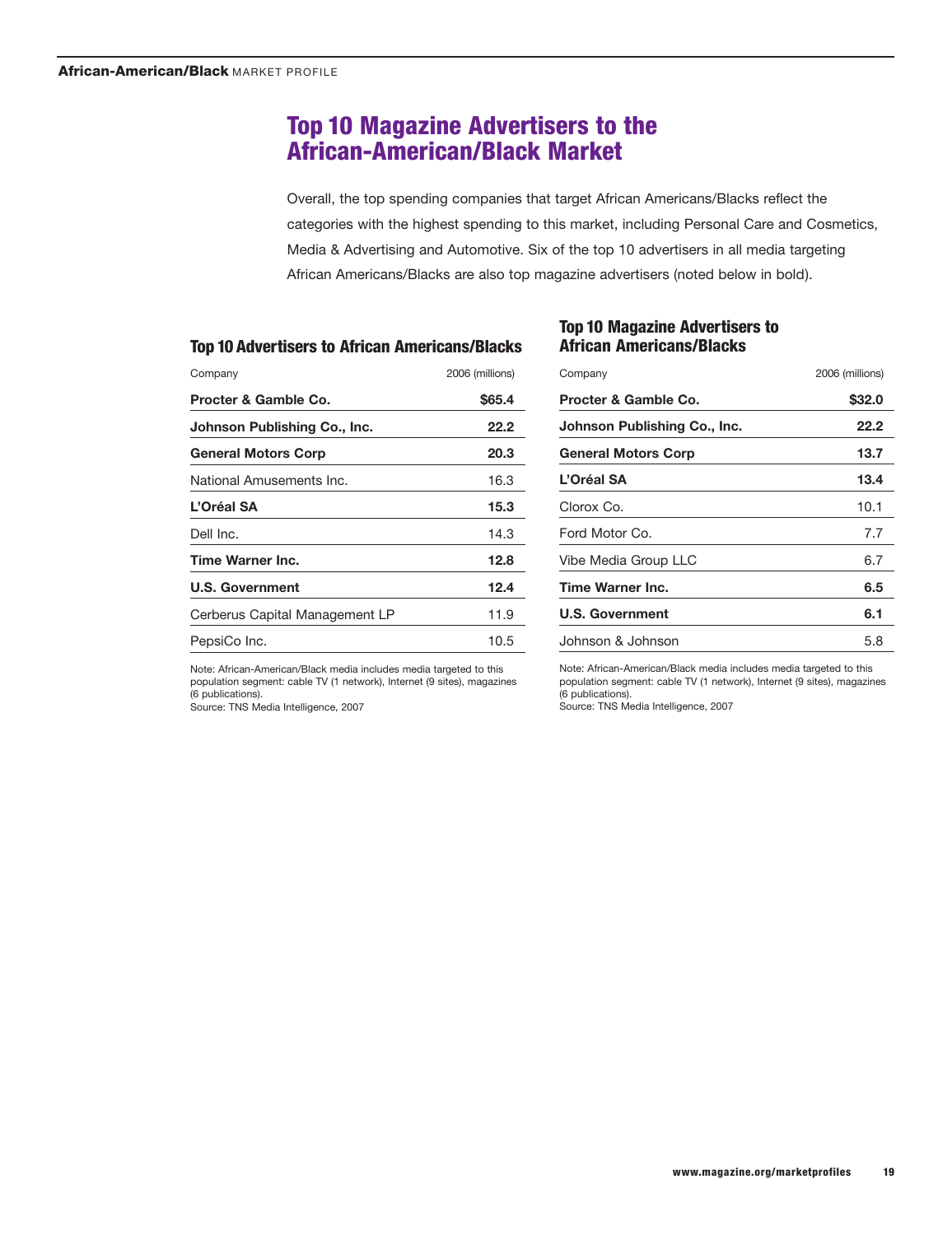# Top 10 Magazine Advertisers to the African-American/Black Market

Overall, the top spending companies that target African Americans/Blacks reflect the categories with the highest spending to this market, including Personal Care and Cosmetics, Media & Advertising and Automotive. Six of the top 10 advertisers in all media targeting African Americans/Blacks are also top magazine advertisers (noted below in bold).

### Top 10 Advertisers to African Americans/Blacks

| Company | 2006 (millions) |
|---|---|
| **Procter & Gamble Co.** | **$65.4** |
| **Johnson Publishing Co., Inc.** | **22.2** |
| **General Motors Corp** | **20.3** |
| National Amusements Inc. | 16.3 |
| **L'Oréal SA** | **15.3** |
| Dell Inc. | 14.3 |
| **Time Warner Inc.** | **12.8** |
| **U.S. Government** | **12.4** |
| Cerberus Capital Management LP | 11.9 |
| PepsiCo Inc. | 10.5 |

Note: African-American/Black media includes media targeted to this population segment: cable TV (1 network), Internet (9 sites), magazines (6 publications).
Source: TNS Media Intelligence, 2007

### Top 10 Magazine Advertisers to African Americans/Blacks

| Company | 2006 (millions) |
|---|---|
| **Procter & Gamble Co.** | **$32.0** |
| **Johnson Publishing Co., Inc.** | **22.2** |
| **General Motors Corp** | **13.7** |
| **L'Oréal SA** | **13.4** |
| Clorox Co. | 10.1 |
| Ford Motor Co. | 7.7 |
| Vibe Media Group LLC | 6.7 |
| **Time Warner Inc.** | **6.5** |
| **U.S. Government** | **6.1** |
| Johnson & Johnson | 5.8 |

Note: African-American/Black media includes media targeted to this population segment: cable TV (1 network), Internet (9 sites), magazines (6 publications).
Source: TNS Media Intelligence, 2007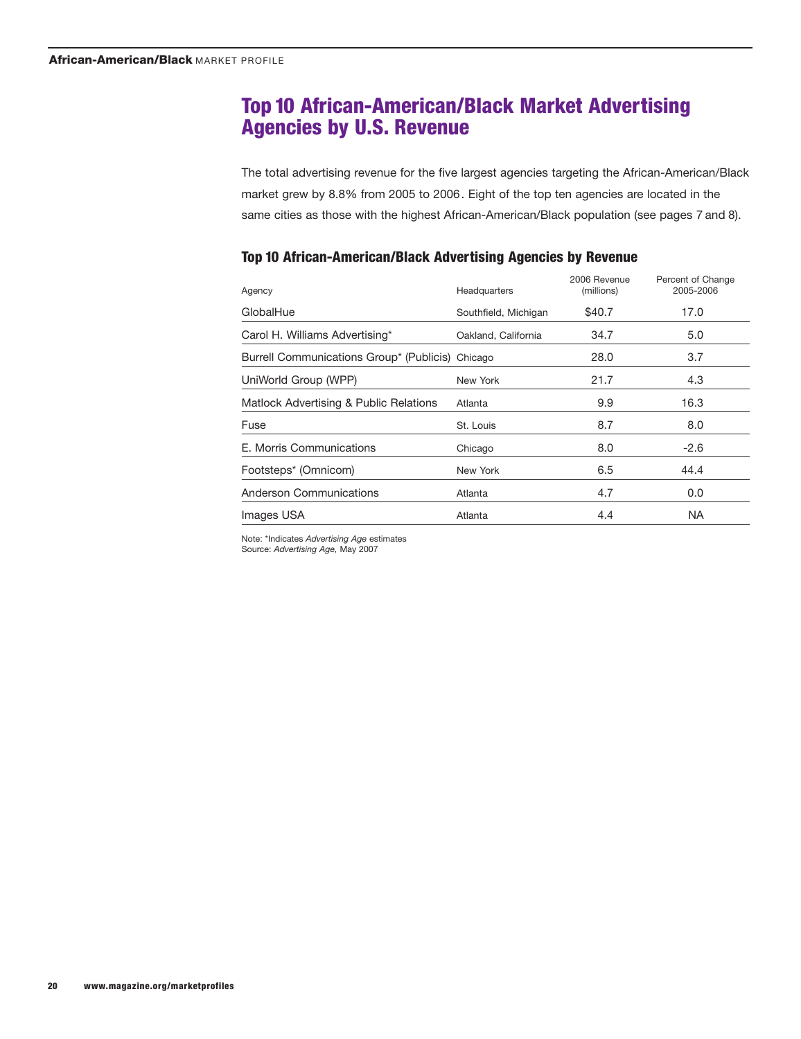# Top 10 African-American/Black Market Advertising Agencies by U.S. Revenue

The total advertising revenue for the five largest agencies targeting the African-American/Black market grew by 8.8% from 2005 to 2006. Eight of the top ten agencies are located in the same cities as those with the highest African-American/Black population (see pages 7 and 8).

### Top 10 African-American/Black Advertising Agencies by Revenue

| Agency | Headquarters | 2006 Revenue (millions) | Percent of Change 2005-2006 |
|---|---|---|---|
| GlobalHue | Southfield, Michigan | $40.7 | 17.0 |
| Carol H. Williams Advertising* | Oakland, California | 34.7 | 5.0 |
| Burrell Communications Group* (Publicis) | Chicago | 28.0 | 3.7 |
| UniWorld Group (WPP) | New York | 21.7 | 4.3 |
| Matlock Advertising & Public Relations | Atlanta | 9.9 | 16.3 |
| Fuse | St. Louis | 8.7 | 8.0 |
| E. Morris Communications | Chicago | 8.0 | -2.6 |
| Footsteps* (Omnicom) | New York | 6.5 | 44.4 |
| Anderson Communications | Atlanta | 4.7 | 0.0 |
| Images USA | Atlanta | 4.4 | NA |

Note: *Indicates *Advertising Age* estimates
Source: *Advertising Age,* May 2007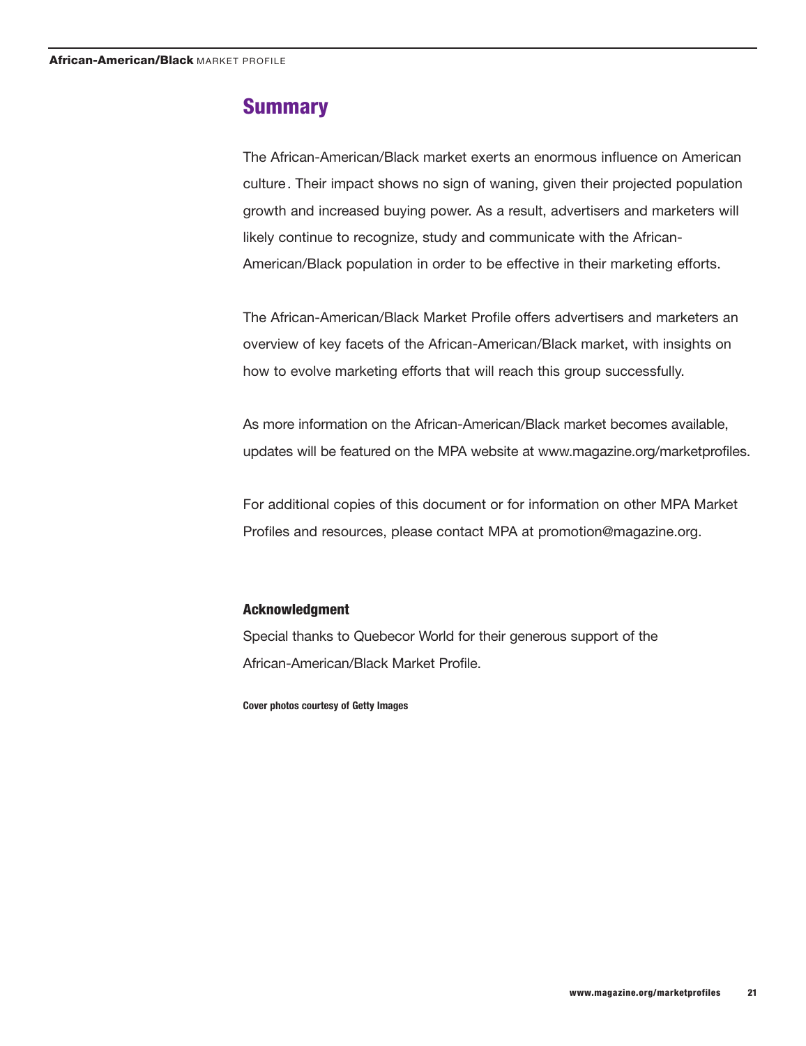## Summary

The African-American/Black market exerts an enormous influence on American culture. Their impact shows no sign of waning, given their projected population growth and increased buying power. As a result, advertisers and marketers will likely continue to recognize, study and communicate with the African-American/Black population in order to be effective in their marketing efforts.

The African-American/Black Market Profile offers advertisers and marketers an overview of key facets of the African-American/Black market, with insights on how to evolve marketing efforts that will reach this group successfully.

As more information on the African-American/Black market becomes available, updates will be featured on the MPA website at www.magazine.org/marketprofiles.

For additional copies of this document or for information on other MPA Market Profiles and resources, please contact MPA at promotion@magazine.org.

### Acknowledgment

Special thanks to Quebecor World for their generous support of the African-American/Black Market Profile.

**Cover photos courtesy of Getty Images**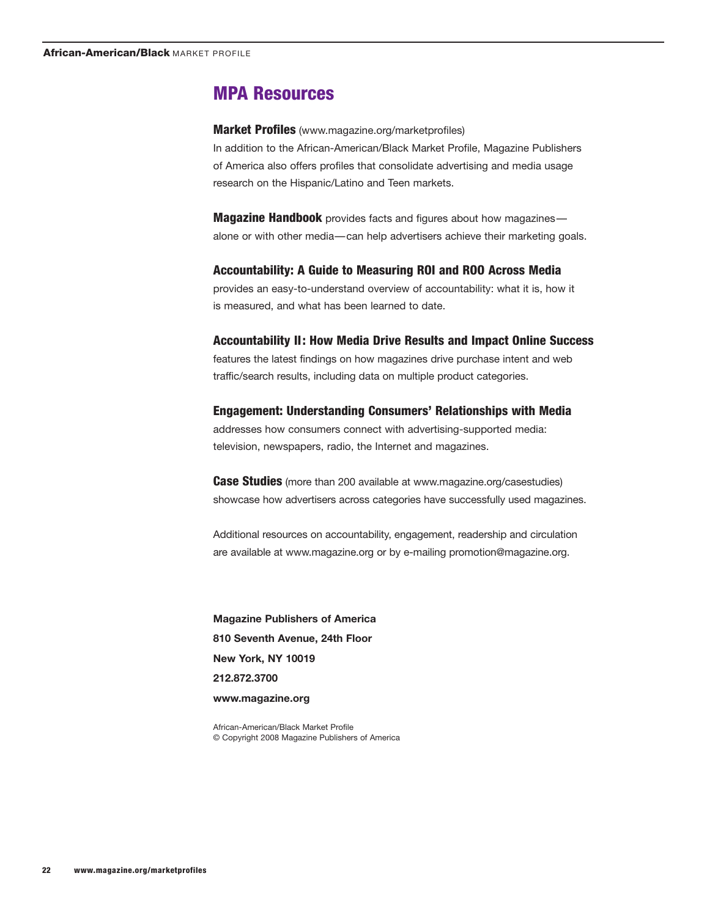## MPA Resources

**Market Profiles** (www.magazine.org/marketprofiles)
In addition to the African-American/Black Market Profile, Magazine Publishers of America also offers profiles that consolidate advertising and media usage research on the Hispanic/Latino and Teen markets.

**Magazine Handbook** provides facts and figures about how magazines—alone or with other media—can help advertisers achieve their marketing goals.

**Accountability: A Guide to Measuring ROI and ROO Across Media**
provides an easy-to-understand overview of accountability: what it is, how it is measured, and what has been learned to date.

**Accountability II: How Media Drive Results and Impact Online Success**
features the latest findings on how magazines drive purchase intent and web traffic/search results, including data on multiple product categories.

**Engagement: Understanding Consumers' Relationships with Media**
addresses how consumers connect with advertising-supported media: television, newspapers, radio, the Internet and magazines.

**Case Studies** (more than 200 available at www.magazine.org/casestudies) showcase how advertisers across categories have successfully used magazines.

Additional resources on accountability, engagement, readership and circulation are available at www.magazine.org or by e-mailing promotion@magazine.org.

**Magazine Publishers of America**
**810 Seventh Avenue, 24th Floor**
**New York, NY 10019**
**212.872.3700**
**www.magazine.org**

African-American/Black Market Profile
© Copyright 2008 Magazine Publishers of America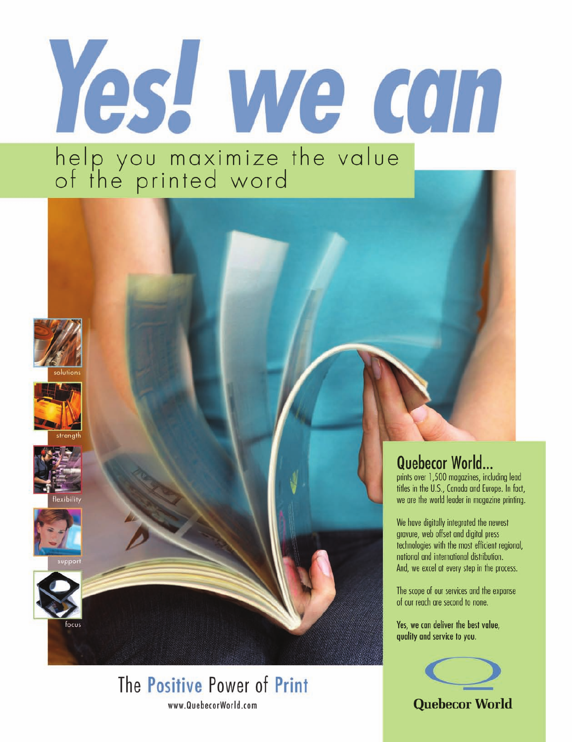# Yes! we can

## help you maximize the value of the printed word

solutions

strength

flexibility

support

focus

### Quebecor World...

prints over 1,500 magazines, including lead titles in the U.S., Canada and Europe. In fact, we are the world leader in magazine printing.

We have digitally integrated the newest gravure, web offset and digital press technologies with the most efficient regional, national and international distribution. And, we excel at every step in the process.

The scope of our services and the expanse of our reach are second to none.

**Yes, we can deliver the best value, quality and service to you.**

The Positive Power of Print

www.QuebecorWorld.com

Quebecor World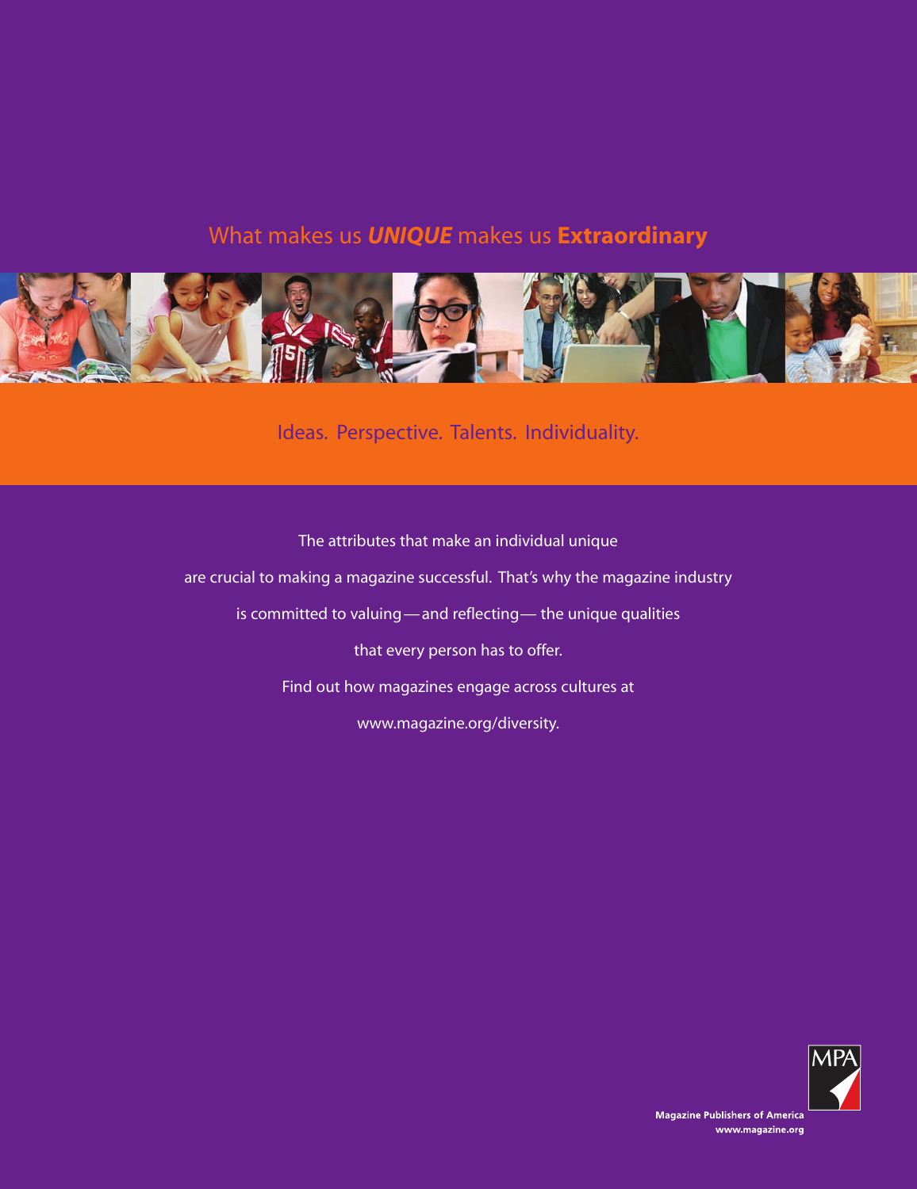# What makes us ***UNIQUE*** makes us **Extraordinary**

Ideas. Perspective. Talents. Individuality.

The attributes that make an individual unique are crucial to making a magazine successful. That's why the magazine industry is committed to valuing—and reflecting— the unique qualities that every person has to offer.

Find out how magazines engage across cultures at www.magazine.org/diversity.

MPA

**Magazine Publishers of America**
**www.magazine.org**